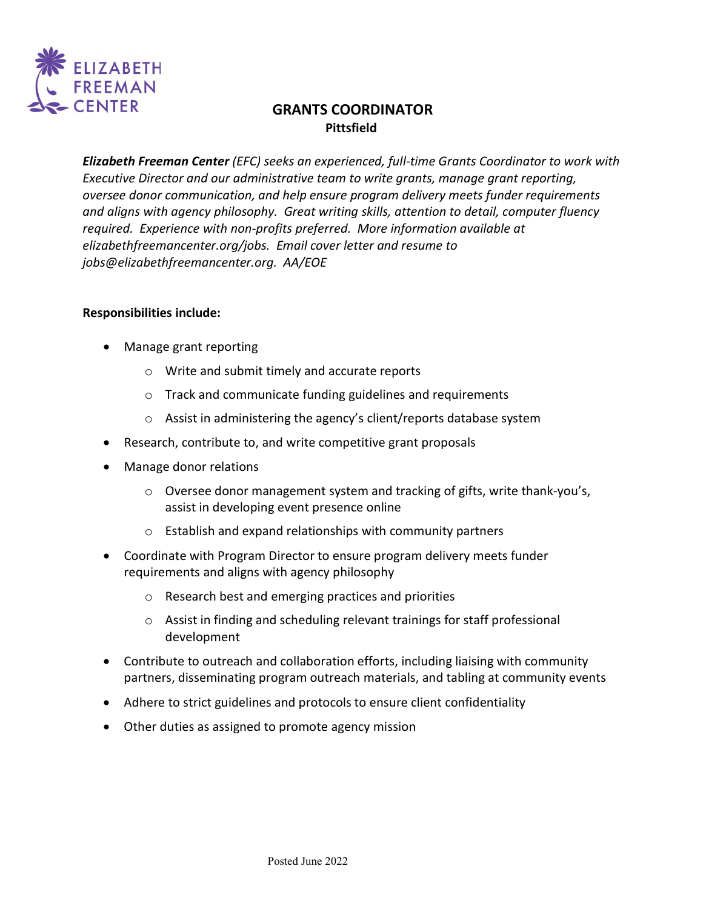ELIZABETH FREEMAN CENTER

# GRANTS COORDINATOR

**Pittsfield**

***Elizabeth Freeman Center*** *(EFC) seeks an experienced, full-time Grants Coordinator to work with Executive Director and our administrative team to write grants, manage grant reporting, oversee donor communication, and help ensure program delivery meets funder requirements and aligns with agency philosophy. Great writing skills, attention to detail, computer fluency required. Experience with non-profits preferred. More information available at elizabethfreemancenter.org/jobs. Email cover letter and resume to jobs@elizabethfreemancenter.org. AA/EOE*

**Responsibilities include:**

- Manage grant reporting
  - Write and submit timely and accurate reports
  - Track and communicate funding guidelines and requirements
  - Assist in administering the agency's client/reports database system
- Research, contribute to, and write competitive grant proposals
- Manage donor relations
  - Oversee donor management system and tracking of gifts, write thank-you's, assist in developing event presence online
  - Establish and expand relationships with community partners
- Coordinate with Program Director to ensure program delivery meets funder requirements and aligns with agency philosophy
  - Research best and emerging practices and priorities
  - Assist in finding and scheduling relevant trainings for staff professional development
- Contribute to outreach and collaboration efforts, including liaising with community partners, disseminating program outreach materials, and tabling at community events
- Adhere to strict guidelines and protocols to ensure client confidentiality
- Other duties as assigned to promote agency mission

Posted June 2022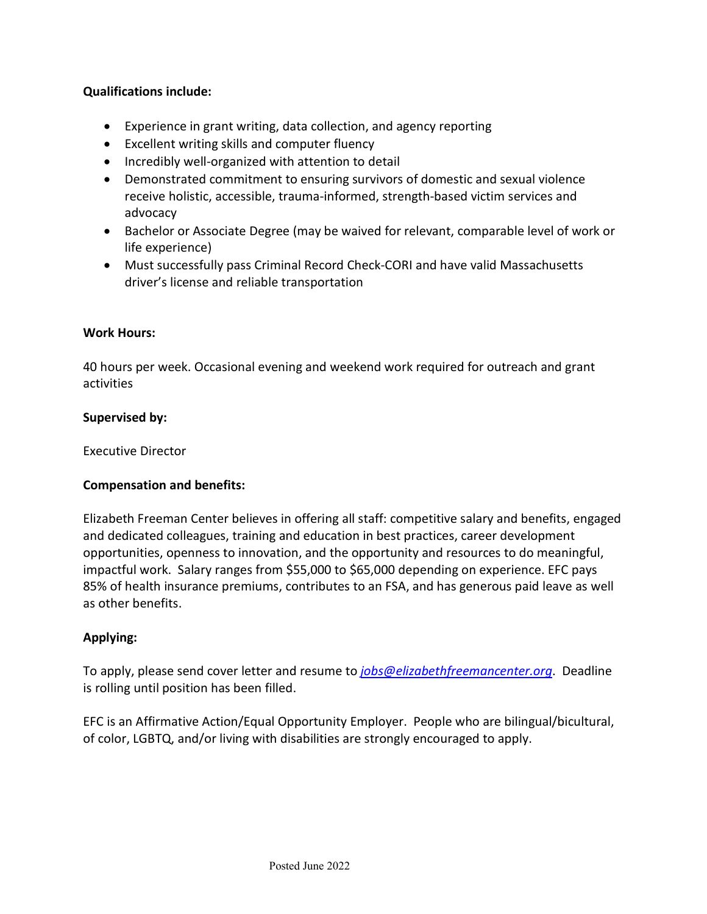**Qualifications include:**

- Experience in grant writing, data collection, and agency reporting
- Excellent writing skills and computer fluency
- Incredibly well-organized with attention to detail
- Demonstrated commitment to ensuring survivors of domestic and sexual violence receive holistic, accessible, trauma-informed, strength-based victim services and advocacy
- Bachelor or Associate Degree (may be waived for relevant, comparable level of work or life experience)
- Must successfully pass Criminal Record Check-CORI and have valid Massachusetts driver's license and reliable transportation

**Work Hours:**

40 hours per week. Occasional evening and weekend work required for outreach and grant activities

**Supervised by:**

Executive Director

**Compensation and benefits:**

Elizabeth Freeman Center believes in offering all staff: competitive salary and benefits, engaged and dedicated colleagues, training and education in best practices, career development opportunities, openness to innovation, and the opportunity and resources to do meaningful, impactful work. Salary ranges from $55,000 to $65,000 depending on experience. EFC pays 85% of health insurance premiums, contributes to an FSA, and has generous paid leave as well as other benefits.

**Applying:**

To apply, please send cover letter and resume to *jobs@elizabethfreemancenter.org*. Deadline is rolling until position has been filled.

EFC is an Affirmative Action/Equal Opportunity Employer. People who are bilingual/bicultural, of color, LGBTQ, and/or living with disabilities are strongly encouraged to apply.

Posted June 2022